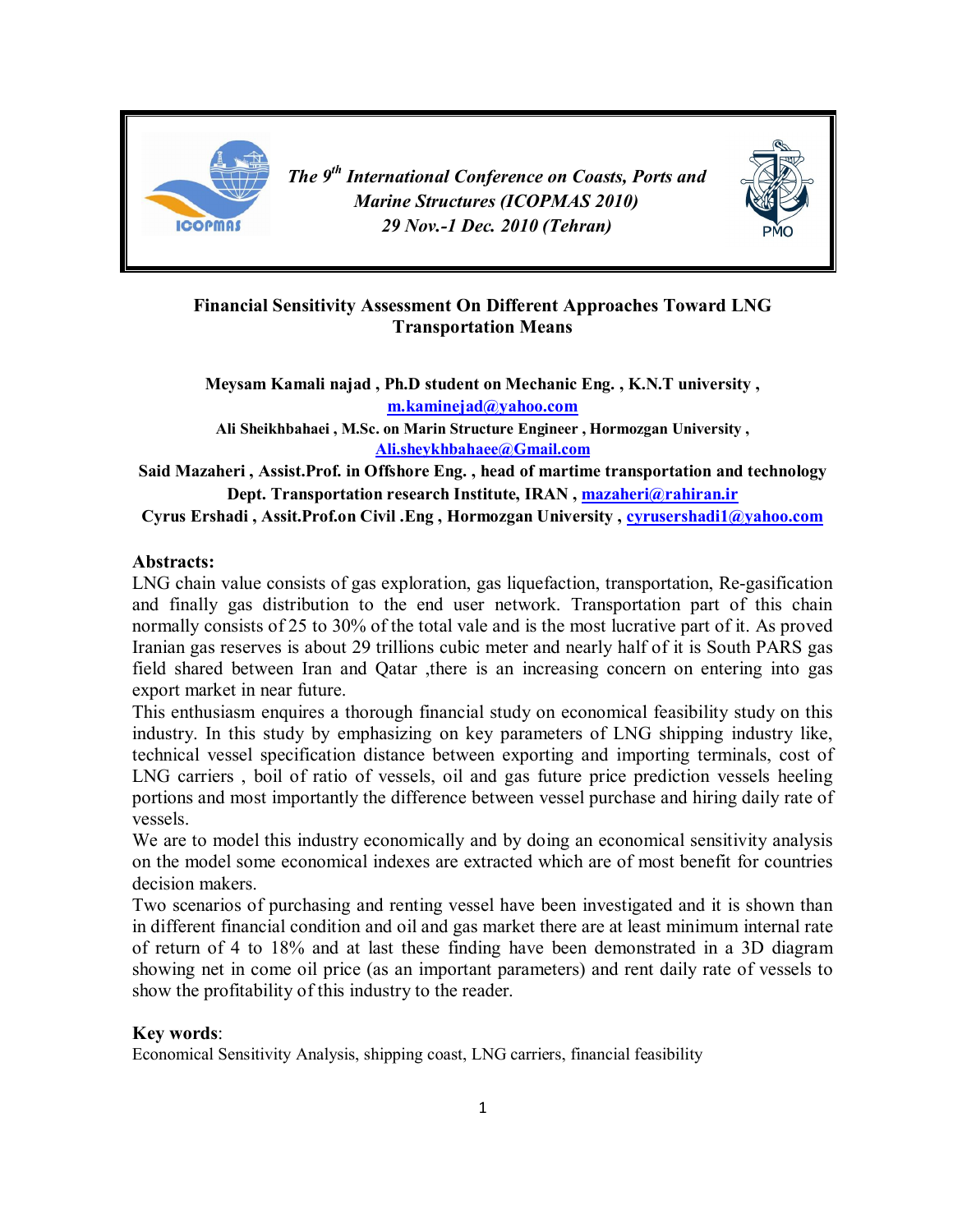The 9th International Conference on Coasts, Ports and Marine Structures (ICOPMAS 2010)
29 Nov.-1 Dec. 2010 (Tehran)

# Financial Sensitivity Assessment On Different Approaches Toward LNG Transportation Means

**Meysam Kamali najad , Ph.D student on Mechanic Eng. , K.N.T university , m.kaminejad@yahoo.com**

**Ali Sheikhbahaei , M.Sc. on Marin Structure Engineer , Hormozgan University , Ali.sheykhbahaee@Gmail.com**

**Said Mazaheri , Assist.Prof. in Offshore Eng. , head of martime transportation and technology Dept. Transportation research Institute, IRAN , mazaheri@rahiran.ir**

**Cyrus Ershadi , Assit.Prof.on Civil .Eng , Hormozgan University , cyrusershadi1@yahoo.com**

## Abstracts:

LNG chain value consists of gas exploration, gas liquefaction, transportation, Re-gasification and finally gas distribution to the end user network. Transportation part of this chain normally consists of 25 to 30% of the total vale and is the most lucrative part of it. As proved Iranian gas reserves is about 29 trillions cubic meter and nearly half of it is South PARS gas field shared between Iran and Qatar ,there is an increasing concern on entering into gas export market in near future.

This enthusiasm enquires a thorough financial study on economical feasibility study on this industry. In this study by emphasizing on key parameters of LNG shipping industry like, technical vessel specification distance between exporting and importing terminals, cost of LNG carriers , boil of ratio of vessels, oil and gas future price prediction vessels heeling portions and most importantly the difference between vessel purchase and hiring daily rate of vessels.

We are to model this industry economically and by doing an economical sensitivity analysis on the model some economical indexes are extracted which are of most benefit for countries decision makers.

Two scenarios of purchasing and renting vessel have been investigated and it is shown than in different financial condition and oil and gas market there are at least minimum internal rate of return of 4 to 18% and at last these finding have been demonstrated in a 3D diagram showing net in come oil price (as an important parameters) and rent daily rate of vessels to show the profitability of this industry to the reader.

**Key words**:

Economical Sensitivity Analysis, shipping coast, LNG carriers, financial feasibility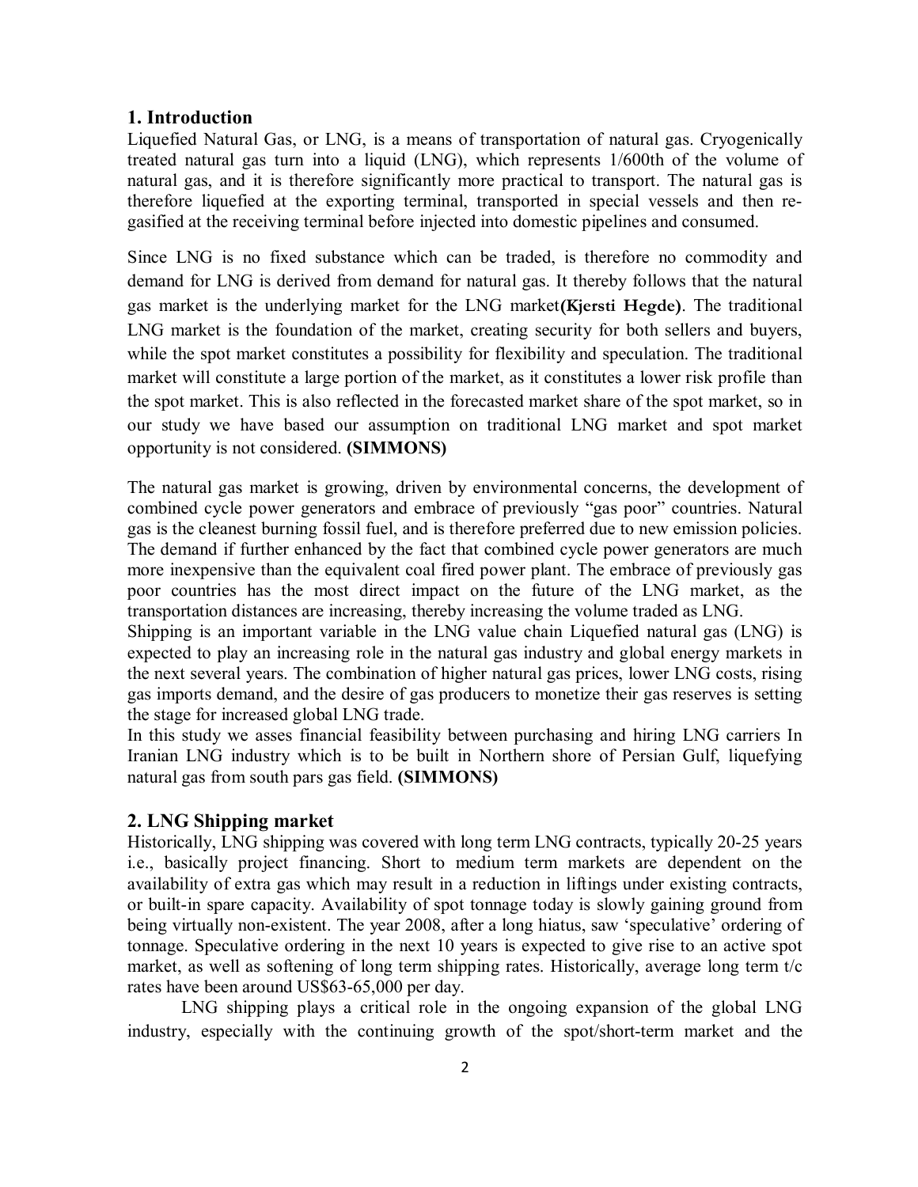## 1. Introduction

Liquefied Natural Gas, or LNG, is a means of transportation of natural gas. Cryogenically treated natural gas turn into a liquid (LNG), which represents 1/600th of the volume of natural gas, and it is therefore significantly more practical to transport. The natural gas is therefore liquefied at the exporting terminal, transported in special vessels and then re-gasified at the receiving terminal before injected into domestic pipelines and consumed.

Since LNG is no fixed substance which can be traded, is therefore no commodity and demand for LNG is derived from demand for natural gas. It thereby follows that the natural gas market is the underlying market for the LNG market**(Kjersti Hegde)**. The traditional LNG market is the foundation of the market, creating security for both sellers and buyers, while the spot market constitutes a possibility for flexibility and speculation. The traditional market will constitute a large portion of the market, as it constitutes a lower risk profile than the spot market. This is also reflected in the forecasted market share of the spot market, so in our study we have based our assumption on traditional LNG market and spot market opportunity is not considered. **(SIMMONS)**

The natural gas market is growing, driven by environmental concerns, the development of combined cycle power generators and embrace of previously "gas poor" countries. Natural gas is the cleanest burning fossil fuel, and is therefore preferred due to new emission policies. The demand if further enhanced by the fact that combined cycle power generators are much more inexpensive than the equivalent coal fired power plant. The embrace of previously gas poor countries has the most direct impact on the future of the LNG market, as the transportation distances are increasing, thereby increasing the volume traded as LNG.

Shipping is an important variable in the LNG value chain Liquefied natural gas (LNG) is expected to play an increasing role in the natural gas industry and global energy markets in the next several years. The combination of higher natural gas prices, lower LNG costs, rising gas imports demand, and the desire of gas producers to monetize their gas reserves is setting the stage for increased global LNG trade.

In this study we asses financial feasibility between purchasing and hiring LNG carriers In Iranian LNG industry which is to be built in Northern shore of Persian Gulf, liquefying natural gas from south pars gas field. **(SIMMONS)**

## 2. LNG Shipping market

Historically, LNG shipping was covered with long term LNG contracts, typically 20-25 years i.e., basically project financing. Short to medium term markets are dependent on the availability of extra gas which may result in a reduction in liftings under existing contracts, or built-in spare capacity. Availability of spot tonnage today is slowly gaining ground from being virtually non-existent. The year 2008, after a long hiatus, saw 'speculative' ordering of tonnage. Speculative ordering in the next 10 years is expected to give rise to an active spot market, as well as softening of long term shipping rates. Historically, average long term t/c rates have been around US$63-65,000 per day.

LNG shipping plays a critical role in the ongoing expansion of the global LNG industry, especially with the continuing growth of the spot/short-term market and the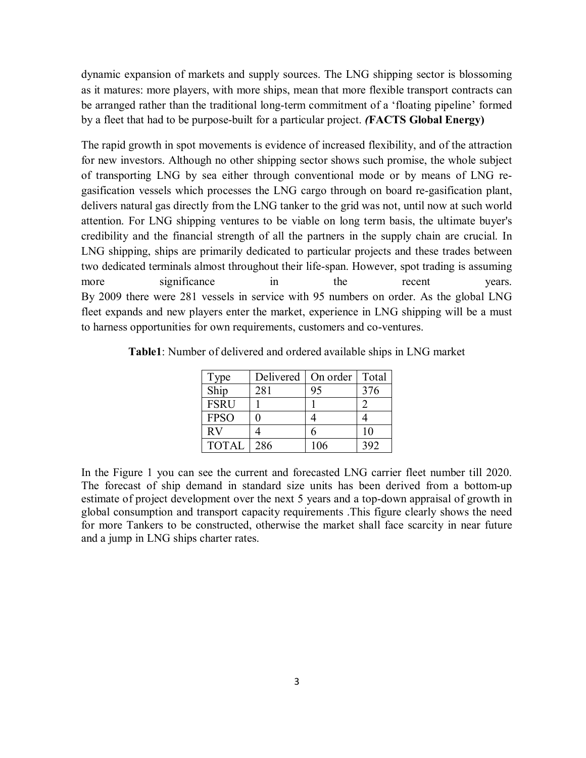dynamic expansion of markets and supply sources. The LNG shipping sector is blossoming as it matures: more players, with more ships, mean that more flexible transport contracts can be arranged rather than the traditional long-term commitment of a 'floating pipeline' formed by a fleet that had to be purpose-built for a particular project. ***(*FACTS Global Energy)**

The rapid growth in spot movements is evidence of increased flexibility, and of the attraction for new investors. Although no other shipping sector shows such promise, the whole subject of transporting LNG by sea either through conventional mode or by means of LNG re-gasification vessels which processes the LNG cargo through on board re-gasification plant, delivers natural gas directly from the LNG tanker to the grid was not, until now at such world attention. For LNG shipping ventures to be viable on long term basis, the ultimate buyer's credibility and the financial strength of all the partners in the supply chain are crucial. In LNG shipping, ships are primarily dedicated to particular projects and these trades between two dedicated terminals almost throughout their life-span. However, spot trading is assuming more significance in the recent years.
By 2009 there were 281 vessels in service with 95 numbers on order. As the global LNG fleet expands and new players enter the market, experience in LNG shipping will be a must to harness opportunities for own requirements, customers and co-ventures.

**Table1**: Number of delivered and ordered available ships in LNG market

| Type | Delivered | On order | Total |
|---|---|---|---|
| Ship | 281 | 95 | 376 |
| FSRU | 1 | 1 | 2 |
| FPSO | 0 | 4 | 4 |
| RV | 4 | 6 | 10 |
| TOTAL | 286 | 106 | 392 |

In the Figure 1 you can see the current and forecasted LNG carrier fleet number till 2020. The forecast of ship demand in standard size units has been derived from a bottom-up estimate of project development over the next 5 years and a top-down appraisal of growth in global consumption and transport capacity requirements .This figure clearly shows the need for more Tankers to be constructed, otherwise the market shall face scarcity in near future and a jump in LNG ships charter rates.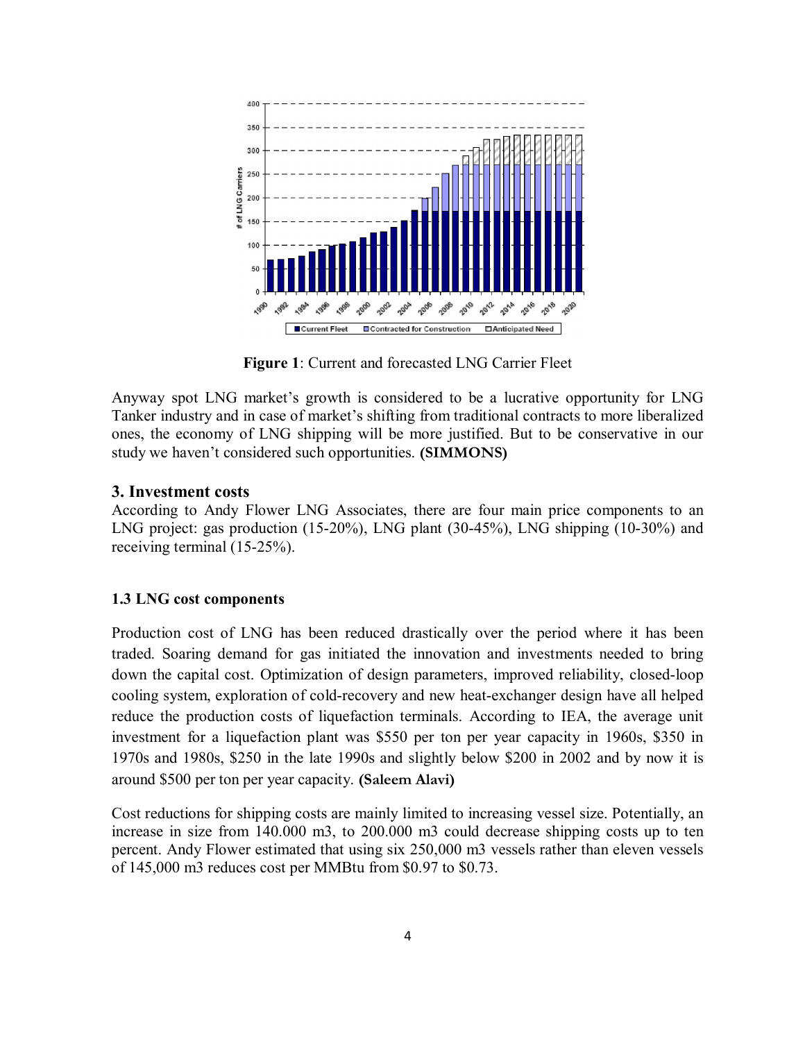**Figure 1**: Current and forecasted LNG Carrier Fleet

Anyway spot LNG market's growth is considered to be a lucrative opportunity for LNG Tanker industry and in case of market's shifting from traditional contracts to more liberalized ones, the economy of LNG shipping will be more justified. But to be conservative in our study we haven't considered such opportunities. **(SIMMONS)**

## 3. Investment costs

According to Andy Flower LNG Associates, there are four main price components to an LNG project: gas production (15-20%), LNG plant (30-45%), LNG shipping (10-30%) and receiving terminal (15-25%).

### 1.3 LNG cost components

Production cost of LNG has been reduced drastically over the period where it has been traded. Soaring demand for gas initiated the innovation and investments needed to bring down the capital cost. Optimization of design parameters, improved reliability, closed-loop cooling system, exploration of cold-recovery and new heat-exchanger design have all helped reduce the production costs of liquefaction terminals. According to IEA, the average unit investment for a liquefaction plant was $550 per ton per year capacity in 1960s, $350 in 1970s and 1980s, $250 in the late 1990s and slightly below $200 in 2002 and by now it is around $500 per ton per year capacity. **(Saleem Alavi)**

Cost reductions for shipping costs are mainly limited to increasing vessel size. Potentially, an increase in size from 140.000 m3, to 200.000 m3 could decrease shipping costs up to ten percent. Andy Flower estimated that using six 250,000 m3 vessels rather than eleven vessels of 145,000 m3 reduces cost per MMBtu from $0.97 to $0.73.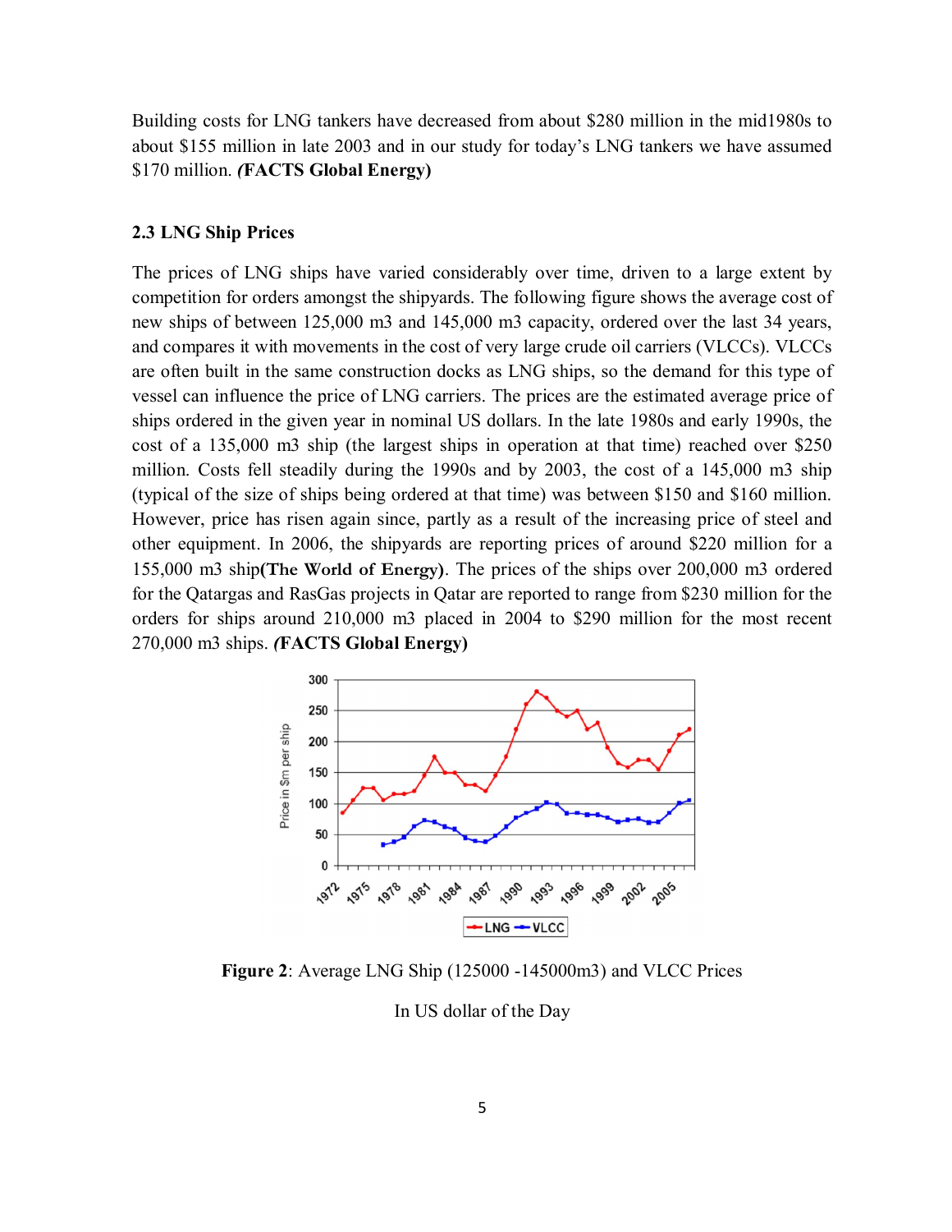Building costs for LNG tankers have decreased from about $280 million in the mid1980s to about $155 million in late 2003 and in our study for today's LNG tankers we have assumed $170 million. ***(*FACTS Global Energy)**

## 2.3 LNG Ship Prices

The prices of LNG ships have varied considerably over time, driven to a large extent by competition for orders amongst the shipyards. The following figure shows the average cost of new ships of between 125,000 m3 and 145,000 m3 capacity, ordered over the last 34 years, and compares it with movements in the cost of very large crude oil carriers (VLCCs). VLCCs are often built in the same construction docks as LNG ships, so the demand for this type of vessel can influence the price of LNG carriers. The prices are the estimated average price of ships ordered in the given year in nominal US dollars. In the late 1980s and early 1990s, the cost of a 135,000 m3 ship (the largest ships in operation at that time) reached over $250 million. Costs fell steadily during the 1990s and by 2003, the cost of a 145,000 m3 ship (typical of the size of ships being ordered at that time) was between $150 and $160 million. However, price has risen again since, partly as a result of the increasing price of steel and other equipment. In 2006, the shipyards are reporting prices of around $220 million for a 155,000 m3 ship**(The World of Energy)**. The prices of the ships over 200,000 m3 ordered for the Qatargas and RasGas projects in Qatar are reported to range from $230 million for the orders for ships around 210,000 m3 placed in 2004 to $290 million for the most recent 270,000 m3 ships. ***(*FACTS Global Energy)**

**Figure 2**: Average LNG Ship (125000 -145000m3) and VLCC Prices

In US dollar of the Day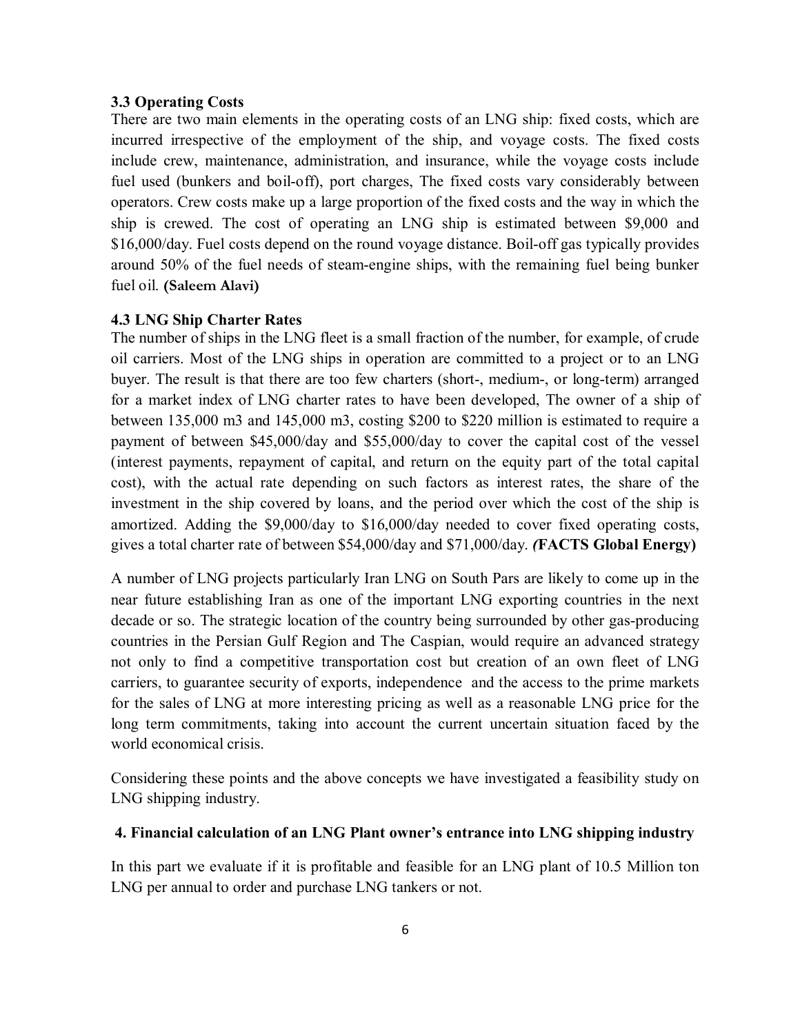### 3.3 Operating Costs

There are two main elements in the operating costs of an LNG ship: fixed costs, which are incurred irrespective of the employment of the ship, and voyage costs. The fixed costs include crew, maintenance, administration, and insurance, while the voyage costs include fuel used (bunkers and boil-off), port charges, The fixed costs vary considerably between operators. Crew costs make up a large proportion of the fixed costs and the way in which the ship is crewed. The cost of operating an LNG ship is estimated between $9,000 and $16,000/day. Fuel costs depend on the round voyage distance. Boil-off gas typically provides around 50% of the fuel needs of steam-engine ships, with the remaining fuel being bunker fuel oil. **(Saleem Alavi)**

### 4.3 LNG Ship Charter Rates

The number of ships in the LNG fleet is a small fraction of the number, for example, of crude oil carriers. Most of the LNG ships in operation are committed to a project or to an LNG buyer. The result is that there are too few charters (short-, medium-, or long-term) arranged for a market index of LNG charter rates to have been developed, The owner of a ship of between 135,000 m3 and 145,000 m3, costing $200 to $220 million is estimated to require a payment of between $45,000/day and $55,000/day to cover the capital cost of the vessel (interest payments, repayment of capital, and return on the equity part of the total capital cost), with the actual rate depending on such factors as interest rates, the share of the investment in the ship covered by loans, and the period over which the cost of the ship is amortized. Adding the $9,000/day to $16,000/day needed to cover fixed operating costs, gives a total charter rate of between $54,000/day and $71,000/day. ***(*FACTS Global Energy)**

A number of LNG projects particularly Iran LNG on South Pars are likely to come up in the near future establishing Iran as one of the important LNG exporting countries in the next decade or so. The strategic location of the country being surrounded by other gas-producing countries in the Persian Gulf Region and The Caspian, would require an advanced strategy not only to find a competitive transportation cost but creation of an own fleet of LNG carriers, to guarantee security of exports, independence and the access to the prime markets for the sales of LNG at more interesting pricing as well as a reasonable LNG price for the long term commitments, taking into account the current uncertain situation faced by the world economical crisis.

Considering these points and the above concepts we have investigated a feasibility study on LNG shipping industry.

## 4. Financial calculation of an LNG Plant owner's entrance into LNG shipping industry

In this part we evaluate if it is profitable and feasible for an LNG plant of 10.5 Million ton LNG per annual to order and purchase LNG tankers or not.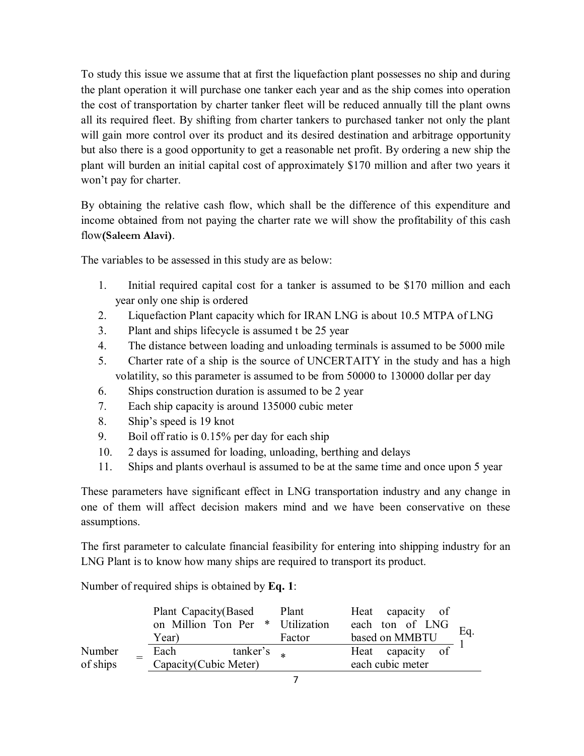To study this issue we assume that at first the liquefaction plant possesses no ship and during the plant operation it will purchase one tanker each year and as the ship comes into operation the cost of transportation by charter tanker fleet will be reduced annually till the plant owns all its required fleet. By shifting from charter tankers to purchased tanker not only the plant will gain more control over its product and its desired destination and arbitrage opportunity but also there is a good opportunity to get a reasonable net profit. By ordering a new ship the plant will burden an initial capital cost of approximately $170 million and after two years it won't pay for charter.

By obtaining the relative cash flow, which shall be the difference of this expenditure and income obtained from not paying the charter rate we will show the profitability of this cash flow**(Saleem Alavi)**.

The variables to be assessed in this study are as below:

1. Initial required capital cost for a tanker is assumed to be $170 million and each year only one ship is ordered
2. Liquefaction Plant capacity which for IRAN LNG is about 10.5 MTPA of LNG
3. Plant and ships lifecycle is assumed t be 25 year
4. The distance between loading and unloading terminals is assumed to be 5000 mile
5. Charter rate of a ship is the source of UNCERTAITY in the study and has a high volatility, so this parameter is assumed to be from 50000 to 130000 dollar per day
6. Ships construction duration is assumed to be 2 year
7. Each ship capacity is around 135000 cubic meter
8. Ship's speed is 19 knot
9. Boil off ratio is 0.15% per day for each ship
10. 2 days is assumed for loading, unloading, berthing and delays
11. Ships and plants overhaul is assumed to be at the same time and once upon 5 year

These parameters have significant effect in LNG transportation industry and any change in one of them will affect decision makers mind and we have been conservative on these assumptions.

The first parameter to calculate financial feasibility for entering into shipping industry for an LNG Plant is to know how many ships are required to transport its product.

Number of required ships is obtained by **Eq. 1**:

$$\text{Number of ships} = \frac{\text{Plant Capacity(Based on Million Ton Per Year)} * \text{Plant Utilization Factor}}{\text{Each tanker's Capacity(Cubic Meter)}} * \frac{\text{Heat capacity of each ton of LNG based on MMBTU}}{\text{Heat capacity of each cubic meter}} \qquad \text{Eq. 1}$$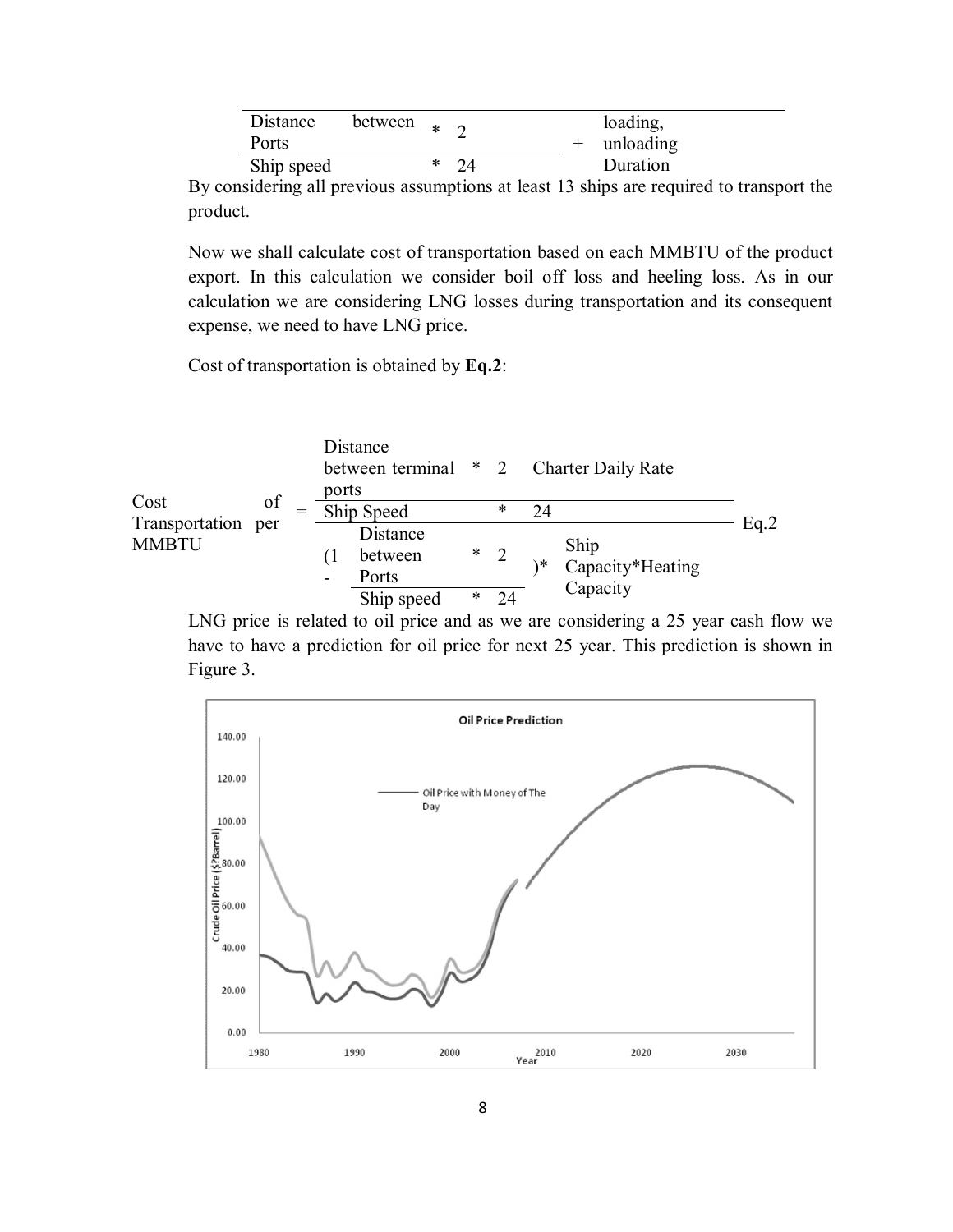$$\frac{\text{Distance between Ports} * 2}{\text{Ship speed} * 24} + \text{loading, unloading Duration}$$

By considering all previous assumptions at least 13 ships are required to transport the product.

Now we shall calculate cost of transportation based on each MMBTU of the product export. In this calculation we consider boil off loss and heeling loss. As in our calculation we are considering LNG losses during transportation and its consequent expense, we need to have LNG price.

Cost of transportation is obtained by **Eq.2**:

$$\text{Cost of Transportation per MMBTU} = \frac{\dfrac{\text{Distance between terminal ports} * 2}{\text{Ship Speed} * 24} \text{Charter Daily Rate}}{\left(1 - \dfrac{\text{Distance between Ports} * 2}{\text{Ship speed} * 24}\right) * \text{Ship Capacity} * \text{Heating Capacity}} \quad \text{Eq.2}$$

LNG price is related to oil price and as we are considering a 25 year cash flow we have to have a prediction for oil price for next 25 year. This prediction is shown in Figure 3.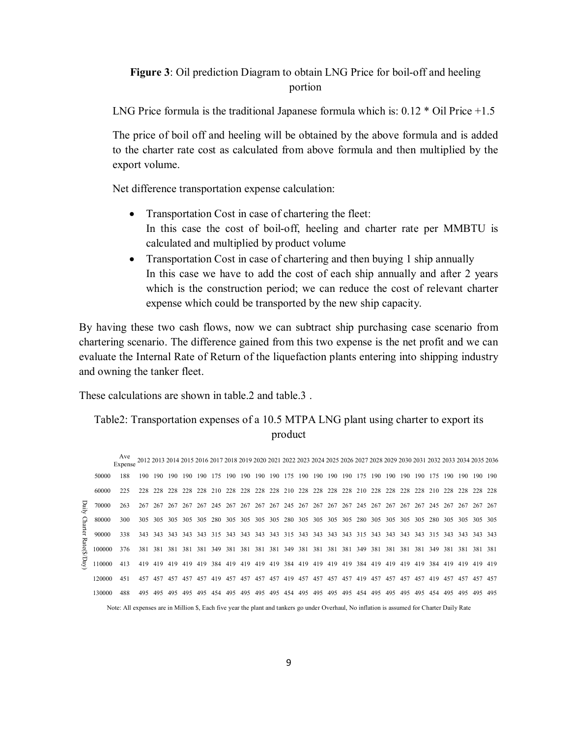**Figure 3**: Oil prediction Diagram to obtain LNG Price for boil-off and heeling portion

LNG Price formula is the traditional Japanese formula which is: 0.12 * Oil Price +1.5

The price of boil off and heeling will be obtained by the above formula and is added to the charter rate cost as calculated from above formula and then multiplied by the export volume.

Net difference transportation expense calculation:

- Transportation Cost in case of chartering the fleet:
  In this case the cost of boil-off, heeling and charter rate per MMBTU is calculated and multiplied by product volume
- Transportation Cost in case of chartering and then buying 1 ship annually
  In this case we have to add the cost of each ship annually and after 2 years which is the construction period; we can reduce the cost of relevant charter expense which could be transported by the new ship capacity.

By having these two cash flows, now we can subtract ship purchasing case scenario from chartering scenario. The difference gained from this two expense is the net profit and we can evaluate the Internal Rate of Return of the liquefaction plants entering into shipping industry and owning the tanker fleet.

These calculations are shown in table.2 and table.3 .

Table2: Transportation expenses of a 10.5 MTPA LNG plant using charter to export its product

| Daily Charter Rate($/Day) | Ave Expense | 2012 | 2013 | 2014 | 2015 | 2016 | 2017 | 2018 | 2019 | 2020 | 2021 | 2022 | 2023 | 2024 | 2025 | 2026 | 2027 | 2028 | 2029 | 2030 | 2031 | 2032 | 2033 | 2034 | 2035 | 2036 |
|---|---|---|---|---|---|---|---|---|---|---|---|---|---|---|---|---|---|---|---|---|---|---|---|---|---|---|
| 50000 | 188 | 190 | 190 | 190 | 190 | 190 | 175 | 190 | 190 | 190 | 190 | 175 | 190 | 190 | 190 | 190 | 175 | 190 | 190 | 190 | 190 | 175 | 190 | 190 | 190 | 190 |
| 60000 | 225 | 228 | 228 | 228 | 228 | 228 | 210 | 228 | 228 | 228 | 228 | 210 | 228 | 228 | 228 | 228 | 210 | 228 | 228 | 228 | 228 | 210 | 228 | 228 | 228 | 228 |
| 70000 | 263 | 267 | 267 | 267 | 267 | 267 | 245 | 267 | 267 | 267 | 267 | 245 | 267 | 267 | 267 | 267 | 245 | 267 | 267 | 267 | 267 | 245 | 267 | 267 | 267 | 267 |
| 80000 | 300 | 305 | 305 | 305 | 305 | 305 | 280 | 305 | 305 | 305 | 305 | 280 | 305 | 305 | 305 | 305 | 280 | 305 | 305 | 305 | 305 | 280 | 305 | 305 | 305 | 305 |
| 90000 | 338 | 343 | 343 | 343 | 343 | 343 | 315 | 343 | 343 | 343 | 343 | 315 | 343 | 343 | 343 | 343 | 315 | 343 | 343 | 343 | 343 | 315 | 343 | 343 | 343 | 343 |
| 100000 | 376 | 381 | 381 | 381 | 381 | 381 | 349 | 381 | 381 | 381 | 381 | 349 | 381 | 381 | 381 | 381 | 349 | 381 | 381 | 381 | 381 | 349 | 381 | 381 | 381 | 381 |
| 110000 | 413 | 419 | 419 | 419 | 419 | 419 | 384 | 419 | 419 | 419 | 419 | 384 | 419 | 419 | 419 | 419 | 384 | 419 | 419 | 419 | 419 | 384 | 419 | 419 | 419 | 419 |
| 120000 | 451 | 457 | 457 | 457 | 457 | 457 | 419 | 457 | 457 | 457 | 457 | 419 | 457 | 457 | 457 | 457 | 419 | 457 | 457 | 457 | 457 | 419 | 457 | 457 | 457 | 457 |
| 130000 | 488 | 495 | 495 | 495 | 495 | 495 | 454 | 495 | 495 | 495 | 495 | 454 | 495 | 495 | 495 | 495 | 454 | 495 | 495 | 495 | 495 | 454 | 495 | 495 | 495 | 495 |

Note: All expenses are in Million $, Each five year the plant and tankers go under Overhaul, No inflation is assumed for Charter Daily Rate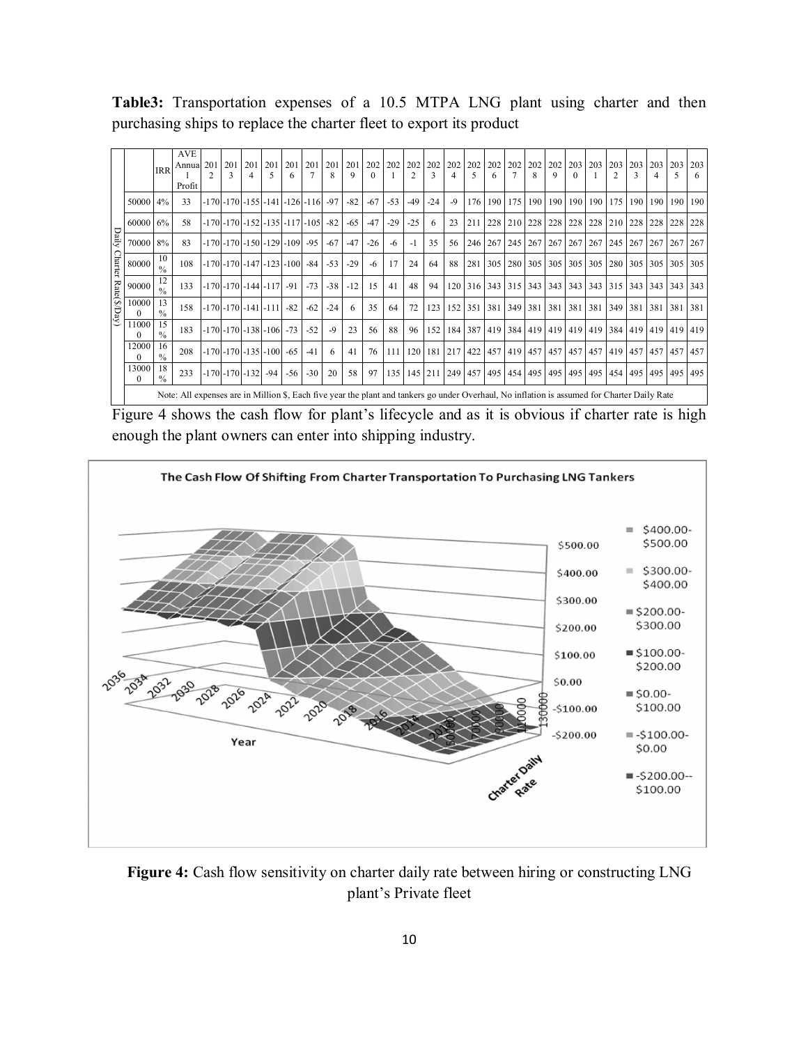**Table3:** Transportation expenses of a 10.5 MTPA LNG plant using charter and then purchasing ships to replace the charter fleet to export its product

| | | IRR | AVE Annual Profit | 2012 | 2013 | 2014 | 2015 | 2016 | 2017 | 2018 | 2019 | 2020 | 2021 | 2022 | 2023 | 2024 | 2025 | 2026 | 2027 | 2028 | 2029 | 2030 | 2031 | 2032 | 2033 | 2034 | 2035 | 2036 |
|---|---|---|---|---|---|---|---|---|---|---|---|---|---|---|---|---|---|---|---|---|---|---|---|---|---|---|---|---|
| Daily Charter Rate($/Day) | 50000 | 4% | 33 | -170 | -170 | -155 | -141 | -126 | -116 | -97 | -82 | -67 | -53 | -49 | -24 | -9 | 176 | 190 | 175 | 190 | 190 | 190 | 190 | 175 | 190 | 190 | 190 | 190 |
| | 60000 | 6% | 58 | -170 | -170 | -152 | -135 | -117 | -105 | -82 | -65 | -47 | -29 | -25 | 6 | 23 | 211 | 228 | 210 | 228 | 228 | 228 | 228 | 210 | 228 | 228 | 228 | 228 |
| | 70000 | 8% | 83 | -170 | -170 | -150 | -129 | -109 | -95 | -67 | -47 | -26 | -6 | -1 | 35 | 56 | 246 | 267 | 245 | 267 | 267 | 267 | 267 | 245 | 267 | 267 | 267 | 267 |
| | 80000 | 10% | 108 | -170 | -170 | -147 | -123 | -100 | -84 | -53 | -29 | -6 | 17 | 24 | 64 | 88 | 281 | 305 | 280 | 305 | 305 | 305 | 305 | 280 | 305 | 305 | 305 | 305 |
| | 90000 | 12% | 133 | -170 | -170 | -144 | -117 | -91 | -73 | -38 | -12 | 15 | 41 | 48 | 94 | 120 | 316 | 343 | 315 | 343 | 343 | 343 | 343 | 315 | 343 | 343 | 343 | 343 |
| | 100000 | 13% | 158 | -170 | -170 | -141 | -111 | -82 | -62 | -24 | 6 | 35 | 64 | 72 | 123 | 152 | 351 | 381 | 349 | 381 | 381 | 381 | 381 | 349 | 381 | 381 | 381 | 381 |
| | 110000 | 15% | 183 | -170 | -170 | -138 | -106 | -73 | -52 | -9 | 23 | 56 | 88 | 96 | 152 | 184 | 387 | 419 | 384 | 419 | 419 | 419 | 419 | 384 | 419 | 419 | 419 | 419 |
| | 120000 | 16% | 208 | -170 | -170 | -135 | -100 | -65 | -41 | 6 | 41 | 76 | 111 | 120 | 181 | 217 | 422 | 457 | 419 | 457 | 457 | 457 | 457 | 419 | 457 | 457 | 457 | 457 |
| | 130000 | 18% | 233 | -170 | -170 | -132 | -94 | -56 | -30 | 20 | 58 | 97 | 135 | 145 | 211 | 249 | 457 | 495 | 454 | 495 | 495 | 495 | 495 | 454 | 495 | 495 | 495 | 495 |

Note: All expenses are in Million $, Each five year the plant and tankers go under Overhaul, No inflation is assumed for Charter Daily Rate

Figure 4 shows the cash flow for plant's lifecycle and as it is obvious if charter rate is high enough the plant owners can enter into shipping industry.

**Figure 4:** Cash flow sensitivity on charter daily rate between hiring or constructing LNG plant's Private fleet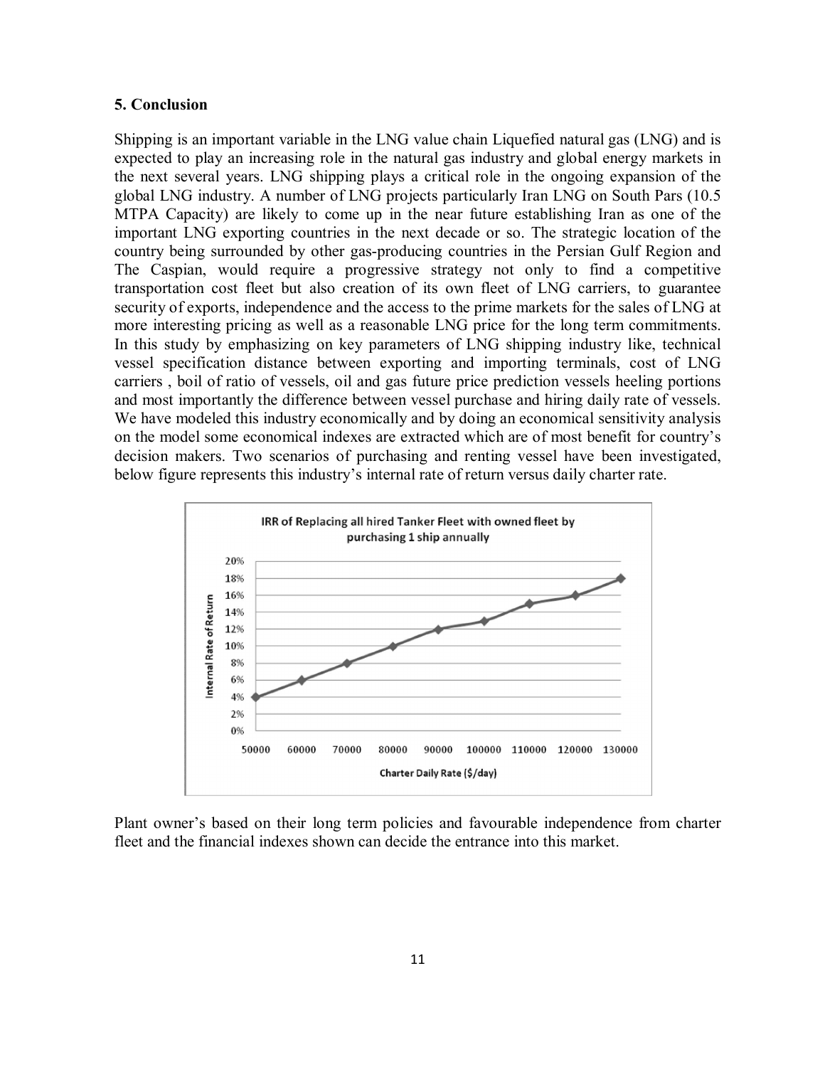## 5. Conclusion

Shipping is an important variable in the LNG value chain Liquefied natural gas (LNG) and is expected to play an increasing role in the natural gas industry and global energy markets in the next several years. LNG shipping plays a critical role in the ongoing expansion of the global LNG industry. A number of LNG projects particularly Iran LNG on South Pars (10.5 MTPA Capacity) are likely to come up in the near future establishing Iran as one of the important LNG exporting countries in the next decade or so. The strategic location of the country being surrounded by other gas-producing countries in the Persian Gulf Region and The Caspian, would require a progressive strategy not only to find a competitive transportation cost fleet but also creation of its own fleet of LNG carriers, to guarantee security of exports, independence and the access to the prime markets for the sales of LNG at more interesting pricing as well as a reasonable LNG price for the long term commitments. In this study by emphasizing on key parameters of LNG shipping industry like, technical vessel specification distance between exporting and importing terminals, cost of LNG carriers , boil of ratio of vessels, oil and gas future price prediction vessels heeling portions and most importantly the difference between vessel purchase and hiring daily rate of vessels. We have modeled this industry economically and by doing an economical sensitivity analysis on the model some economical indexes are extracted which are of most benefit for country's decision makers. Two scenarios of purchasing and renting vessel have been investigated, below figure represents this industry's internal rate of return versus daily charter rate.

**IRR of Replacing all hired Tanker Fleet with owned fleet by purchasing 1 ship annually**

| Charter Daily Rate ($/day) | Internal Rate of Return |
|---|---|
| 50000 | 4% |
| 60000 | 6% |
| 70000 | 8% |
| 80000 | 10% |
| 90000 | 12% |
| 100000 | 13% |
| 110000 | 15% |
| 120000 | 16% |
| 130000 | 18% |

Plant owner's based on their long term policies and favourable independence from charter fleet and the financial indexes shown can decide the entrance into this market.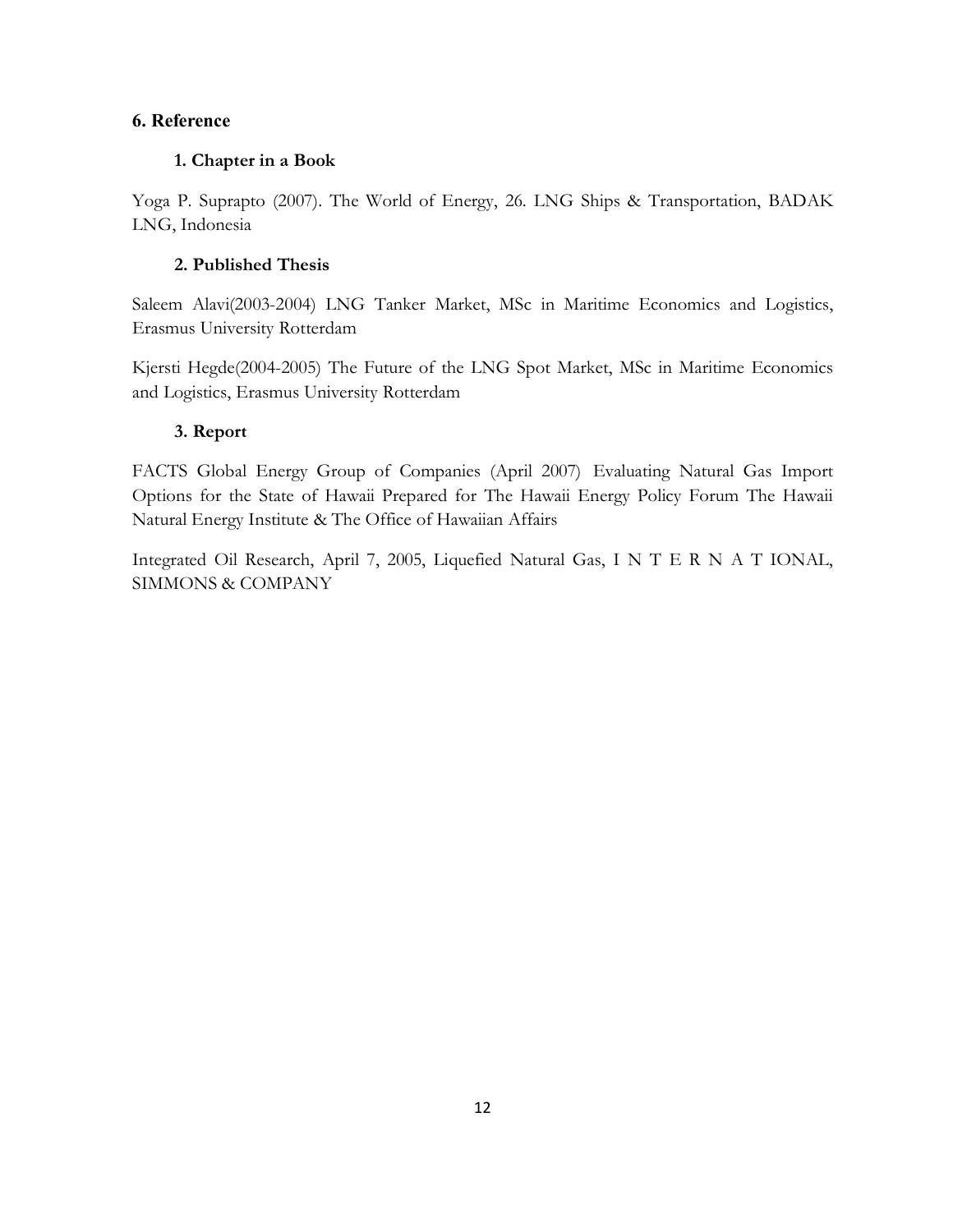## 6. Reference

### 1. Chapter in a Book

Yoga P. Suprapto (2007). The World of Energy, 26. LNG Ships & Transportation, BADAK LNG, Indonesia

### 2. Published Thesis

Saleem Alavi(2003-2004) LNG Tanker Market, MSc in Maritime Economics and Logistics, Erasmus University Rotterdam

Kjersti Hegde(2004-2005) The Future of the LNG Spot Market, MSc in Maritime Economics and Logistics, Erasmus University Rotterdam

### 3. Report

FACTS Global Energy Group of Companies (April 2007) Evaluating Natural Gas Import Options for the State of Hawaii Prepared for The Hawaii Energy Policy Forum The Hawaii Natural Energy Institute & The Office of Hawaiian Affairs

Integrated Oil Research, April 7, 2005, Liquefied Natural Gas, I N T E R N A T IONAL, SIMMONS & COMPANY